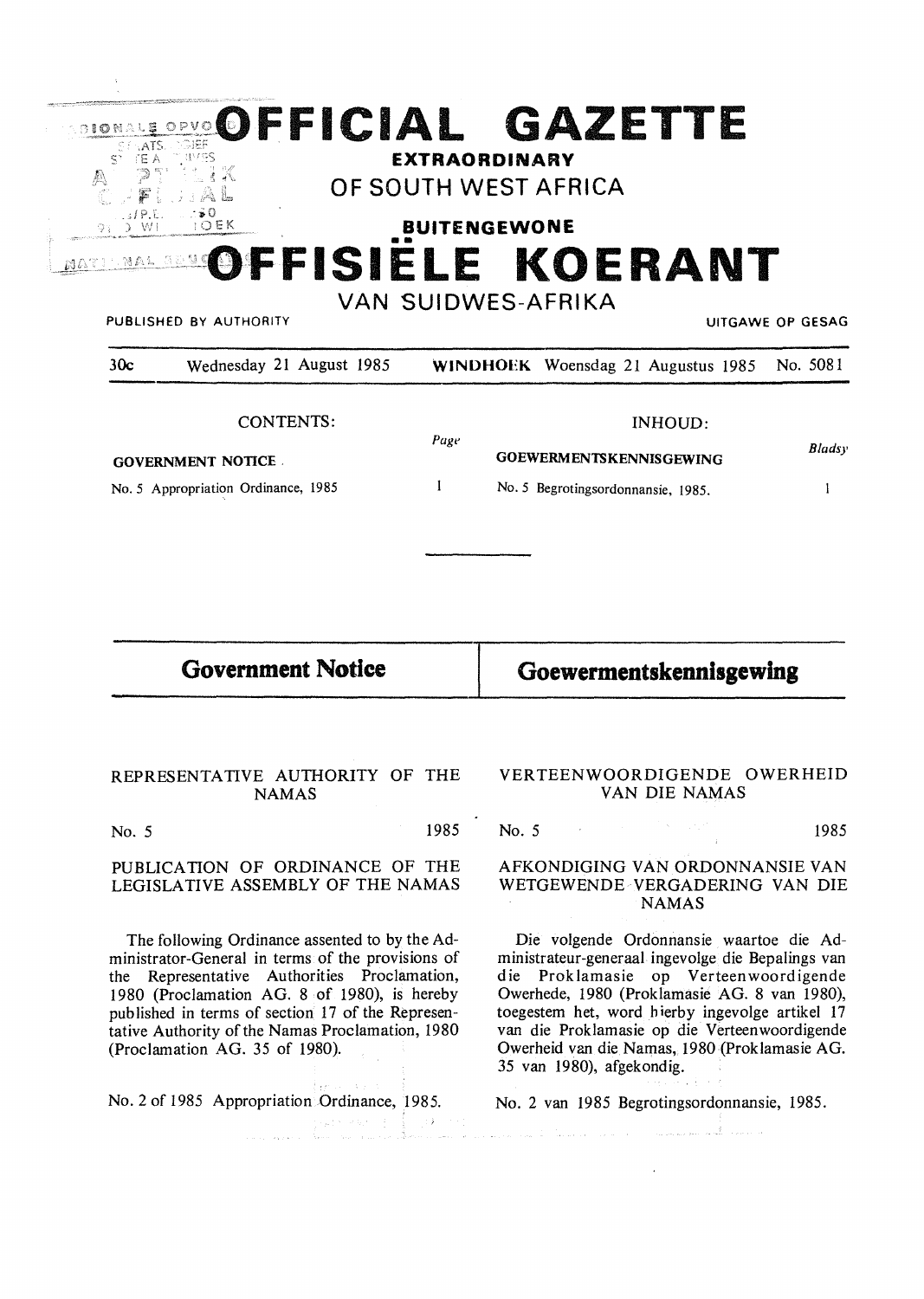# OFFICIAL GAZETTE

**EXTRAORDINARY**

OF SOUTH WEST AFRICA

**BUITENGEWONE**

# OFFISIËLE KOERANT

VAN SUIDWES-AFRIKA

PUBLISHED BY AUTHORITY | UITGAWE OP GESAG

30c | Wednesday 21 August 1985 | WINDHOEK | Woensdag 21 Augustus 1985 | No. 5081

| CONTENTS: | Page | INHOUD: | Bladsy |
|---|---|---|---|
| **GOVERNMENT NOTICE** | | **GOEWERMENTSKENNISGEWING** | |
| No. 5 Appropriation Ordinance, 1985 | 1 | No. 5 Begrotingsordonnansie, 1985. | 1 |

## Government Notice

REPRESENTATIVE AUTHORITY OF THE NAMAS

No. 5 1985

PUBLICATION OF ORDINANCE OF THE LEGISLATIVE ASSEMBLY OF THE NAMAS

The following Ordinance assented to by the Administrator-General in terms of the provisions of the Representative Authorities Proclamation, 1980 (Proclamation AG. 8 of 1980), is hereby published in terms of section 17 of the Representative Authority of the Namas Proclamation, 1980 (Proclamation AG. 35 of 1980).

No. 2 of 1985 Appropriation Ordinance, 1985.

## Goewermentskennisgewing

VERTEENWOORDIGENDE OWERHEID VAN DIE NAMAS

No. 5 1985

AFKONDIGING VAN ORDONNANSIE VAN WETGEWENDE VERGADERING VAN DIE NAMAS

Die volgende Ordonnansie waartoe die Administrateur-generaal ingevolge die Bepalings van die Proklamasie op Verteenwoordigende Owerhede, 1980 (Proklamasie AG. 8 van 1980), toegestem het, word hierby ingevolge artikel 17 van die Proklamasie op die Verteenwoordigende Owerheid van die Namas, 1980 (Proklamasie AG. 35 van 1980), afgekondig.

No. 2 van 1985 Begrotingsordonnansie, 1985.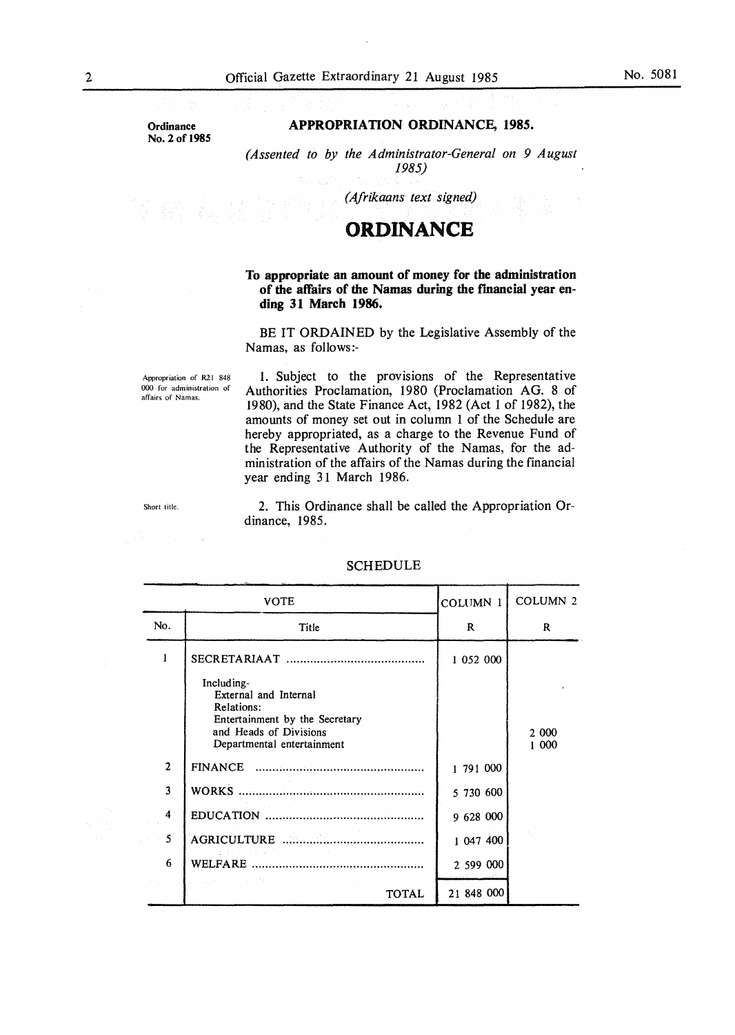**Ordinance No. 2 of 1985**

## APPROPRIATION ORDINANCE, 1985.

*(Assented to by the Administrator-General on 9 August 1985)*

*(Afrikaans text signed)*

# ORDINANCE

**To appropriate an amount of money for the administration of the affairs of the Namas during the financial year ending 31 March 1986.**

BE IT ORDAINED by the Legislative Assembly of the Namas, as follows:-

Appropriation of R21 848 000 for administration of affairs of Namas.

1. Subject to the provisions of the Representative Authorities Proclamation, 1980 (Proclamation AG. 8 of 1980), and the State Finance Act, 1982 (Act 1 of 1982), the amounts of money set out in column 1 of the Schedule are hereby appropriated, as a charge to the Revenue Fund of the Representative Authority of the Namas, for the administration of the affairs of the Namas during the financial year ending 31 March 1986.

Short title.

2. This Ordinance shall be called the Appropriation Ordinance, 1985.

SCHEDULE

| VOTE | | COLUMN 1 | COLUMN 2 |
|---|---|---|---|
| No. | Title | R | R |
| 1 | SECRETARIAAT | 1 052 000 | |
| | Including- External and Internal Relations: | | |
| | Entertainment by the Secretary and Heads of Divisions | | 2 000 |
| | Departmental entertainment | | 1 000 |
| 2 | FINANCE | 1 791 000 | |
| 3 | WORKS | 5 730 600 | |
| 4 | EDUCATION | 9 628 000 | |
| 5 | AGRICULTURE | 1 047 400 | |
| 6 | WELFARE | 2 599 000 | |
| | TOTAL | 21 848 000 | |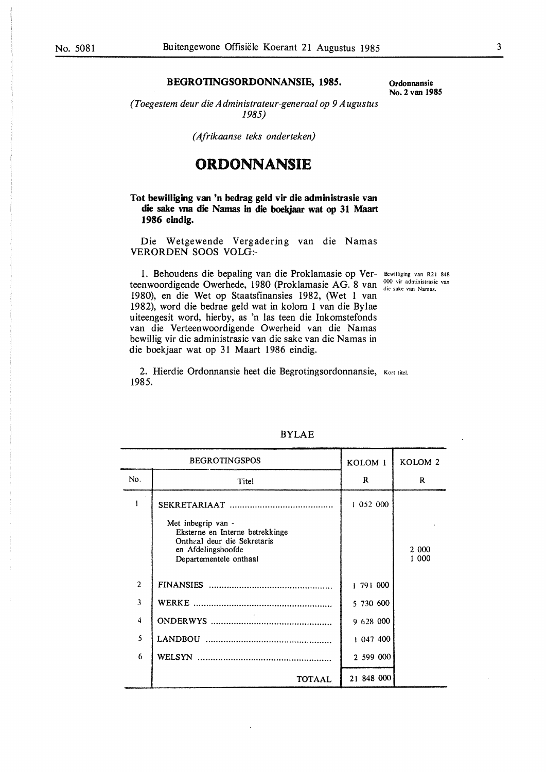**BEGROTINGSORDONNANSIE, 1985.**

**Ordonnansie No. 2 van 1985**

*(Toegestem deur die Administrateur-generaal op 9 Augustus 1985)*

*(Afrikaanse teks onderteken)*

# ORDONNANSIE

**Tot bewilliging van 'n bedrag geld vir die administrasie van die sake vna die Namas in die boekjaar wat op 31 Maart 1986 eindig.**

Die Wetgewende Vergadering van die Namas VERORDEN SOOS VOLG:-

Bewilliging van R21 848 000 vir administrasie van die sake van Namas.

1. Behoudens die bepaling van die Proklamasie op Verteenwoordigende Owerhede, 1980 (Proklamasie AG. 8 van 1980), en die Wet op Staatsfinansies 1982, (Wet 1 van 1982), word die bedrae geld wat in kolom 1 van die Bylae uiteengesit word, hierby, as 'n las teen die Inkomstefonds van die Verteenwoordigende Owerheid van die Namas bewillig vir die administrasie van die sake van die Namas in die boekjaar wat op 31 Maart 1986 eindig.

Kort titel.

2. Hierdie Ordonnansie heet die Begrotingsordonnansie, 1985.

BYLAE

| BEGROTINGSPOS | | KOLOM 1 | KOLOM 2 |
|---|---|---|---|
| No. | Titel | R | R |
| 1 | SEKRETARIAAT ........................................ | 1 052 000 | |
| | Met inbegrip van - Eksterne en Interne betrekkinge Onthaal deur die Sekretaris en Afdelingshoofde | | 2 000 |
| | Departementele onthaal | | 1 000 |
| 2 | FINANSIES ................................................ | 1 791 000 | |
| 3 | WERKE ...................................................... | 5 730 600 | |
| 4 | ONDERWYS ............................................... | 9 628 000 | |
| 5 | LANDBOU ................................................ | 1 047 400 | |
| 6 | WELSYN .................................................... | 2 599 000 | |
| | TOTAAL | 21 848 000 | |